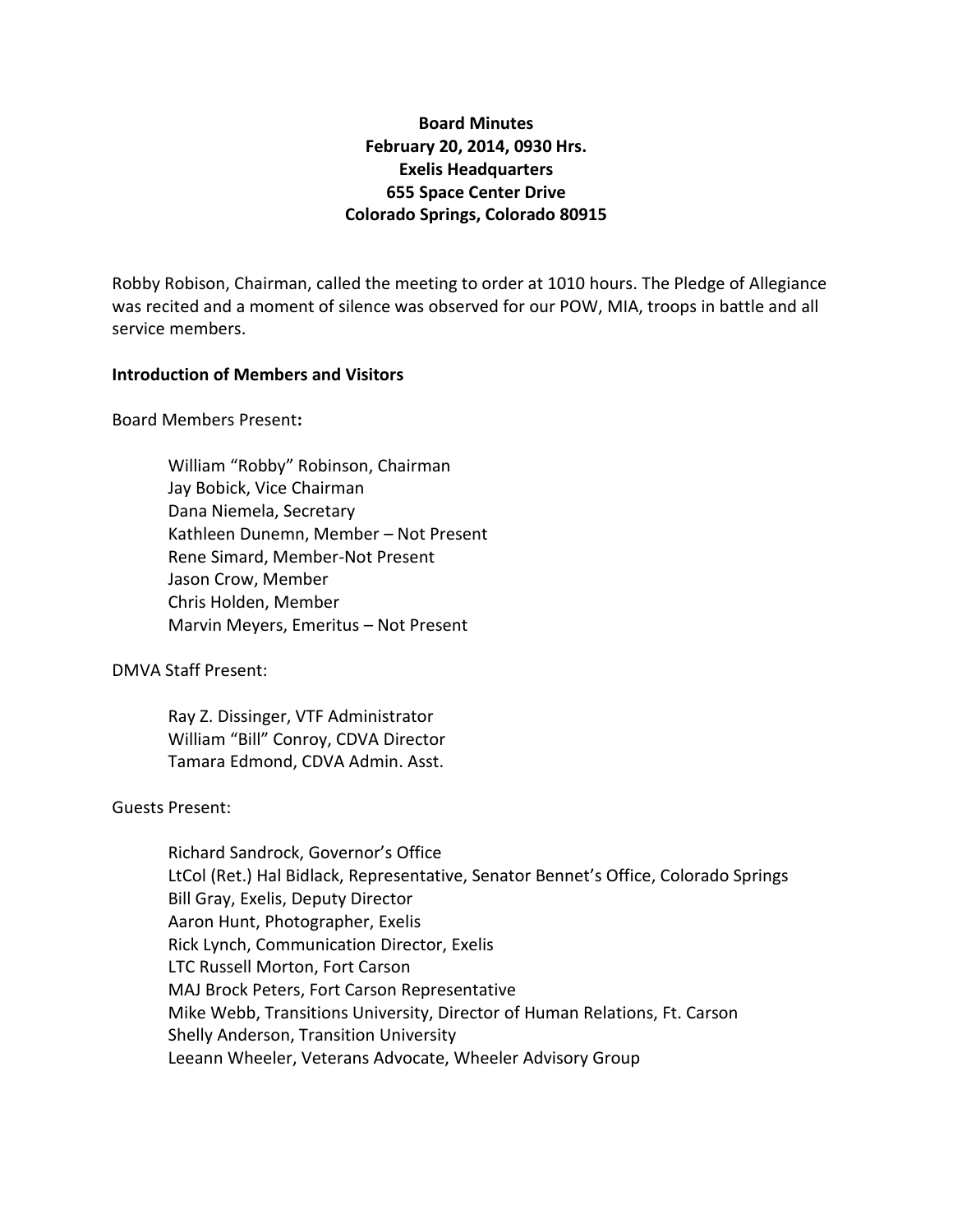**Board Minutes**
**February 20, 2014, 0930 Hrs.**
**Exelis Headquarters**
**655 Space Center Drive**
**Colorado Springs, Colorado 80915**

Robby Robison, Chairman, called the meeting to order at 1010 hours. The Pledge of Allegiance was recited and a moment of silence was observed for our POW, MIA, troops in battle and all service members.

**Introduction of Members and Visitors**

Board Members Present**:**

> William "Robby" Robinson, Chairman
> Jay Bobick, Vice Chairman
> Dana Niemela, Secretary
> Kathleen Dunemn, Member – Not Present
> Rene Simard, Member-Not Present
> Jason Crow, Member
> Chris Holden, Member
> Marvin Meyers, Emeritus – Not Present

DMVA Staff Present:

> Ray Z. Dissinger, VTF Administrator
> William "Bill" Conroy, CDVA Director
> Tamara Edmond, CDVA Admin. Asst.

Guests Present:

> Richard Sandrock, Governor's Office
> LtCol (Ret.) Hal Bidlack, Representative, Senator Bennet's Office, Colorado Springs
> Bill Gray, Exelis, Deputy Director
> Aaron Hunt, Photographer, Exelis
> Rick Lynch, Communication Director, Exelis
> LTC Russell Morton, Fort Carson
> MAJ Brock Peters, Fort Carson Representative
> Mike Webb, Transitions University, Director of Human Relations, Ft. Carson
> Shelly Anderson, Transition University
> Leeann Wheeler, Veterans Advocate, Wheeler Advisory Group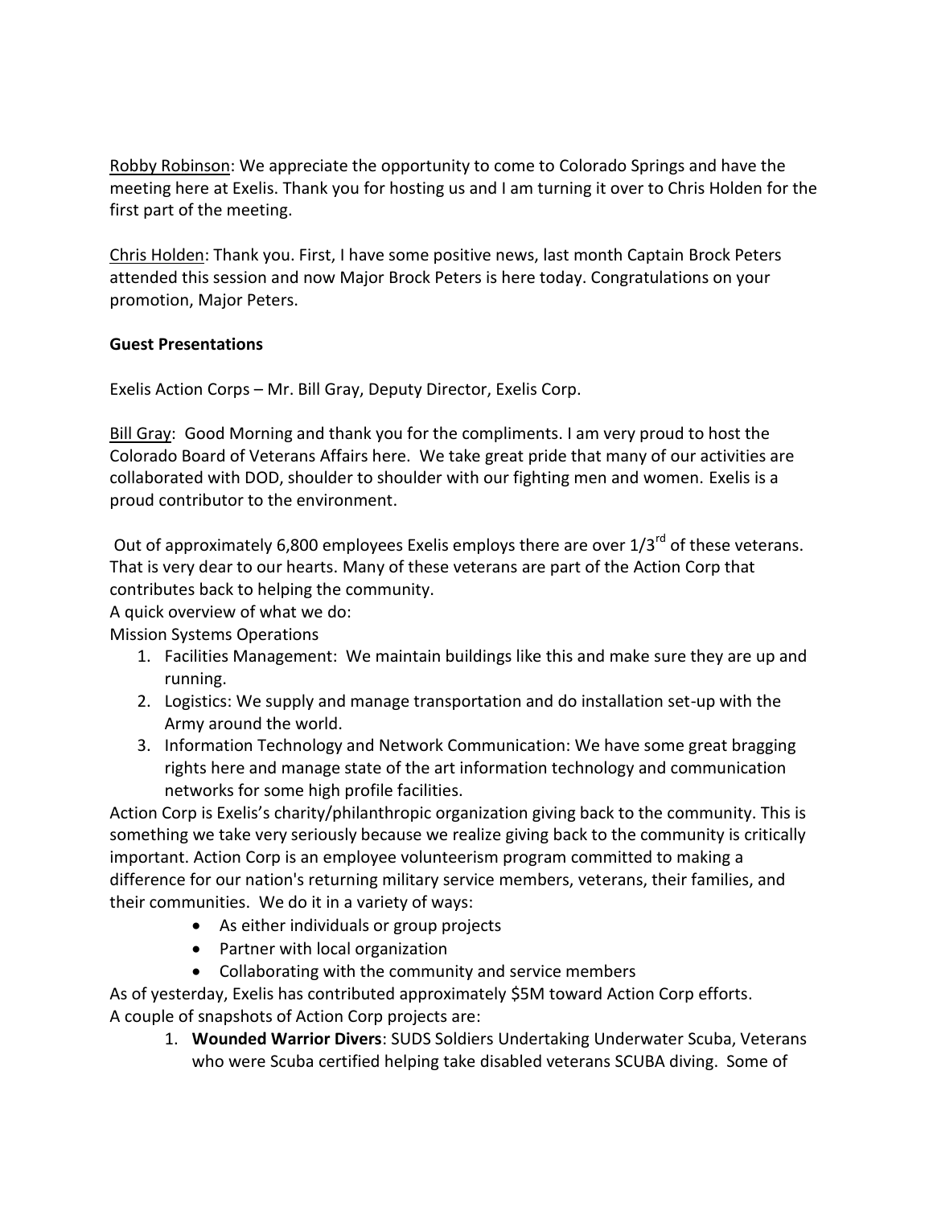Robby Robinson: We appreciate the opportunity to come to Colorado Springs and have the meeting here at Exelis. Thank you for hosting us and I am turning it over to Chris Holden for the first part of the meeting.

Chris Holden: Thank you. First, I have some positive news, last month Captain Brock Peters attended this session and now Major Brock Peters is here today. Congratulations on your promotion, Major Peters.

**Guest Presentations**

Exelis Action Corps – Mr. Bill Gray, Deputy Director, Exelis Corp.

Bill Gray: Good Morning and thank you for the compliments. I am very proud to host the Colorado Board of Veterans Affairs here. We take great pride that many of our activities are collaborated with DOD, shoulder to shoulder with our fighting men and women. Exelis is a proud contributor to the environment.

Out of approximately 6,800 employees Exelis employs there are over 1/3rd of these veterans. That is very dear to our hearts. Many of these veterans are part of the Action Corp that contributes back to helping the community.

A quick overview of what we do:

Mission Systems Operations

1. Facilities Management: We maintain buildings like this and make sure they are up and running.
2. Logistics: We supply and manage transportation and do installation set-up with the Army around the world.
3. Information Technology and Network Communication: We have some great bragging rights here and manage state of the art information technology and communication networks for some high profile facilities.

Action Corp is Exelis's charity/philanthropic organization giving back to the community. This is something we take very seriously because we realize giving back to the community is critically important. Action Corp is an employee volunteerism program committed to making a difference for our nation's returning military service members, veterans, their families, and their communities. We do it in a variety of ways:

- As either individuals or group projects
- Partner with local organization
- Collaborating with the community and service members

As of yesterday, Exelis has contributed approximately $5M toward Action Corp efforts.

A couple of snapshots of Action Corp projects are:

1. **Wounded Warrior Divers**: SUDS Soldiers Undertaking Underwater Scuba, Veterans who were Scuba certified helping take disabled veterans SCUBA diving. Some of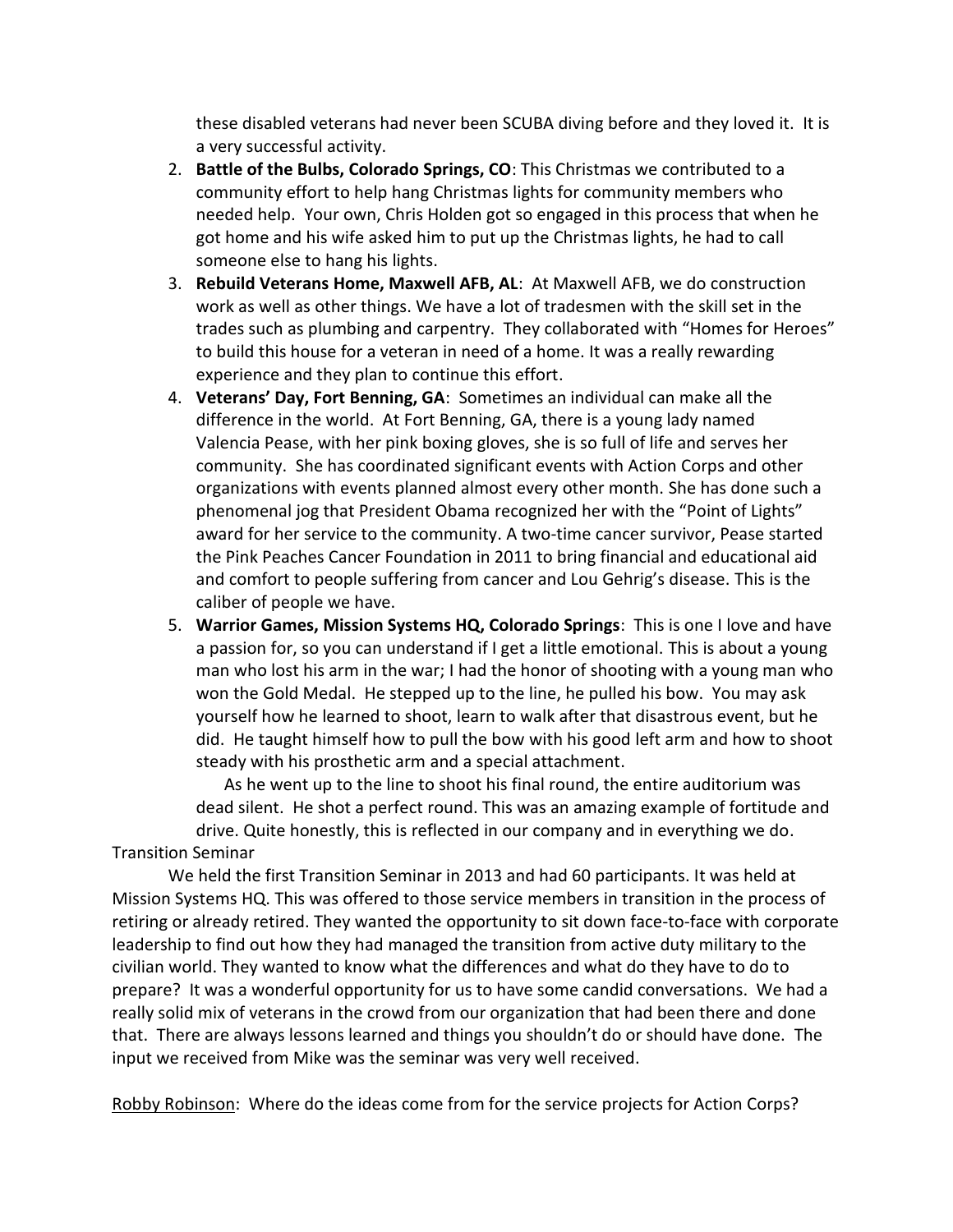these disabled veterans had never been SCUBA diving before and they loved it. It is a very successful activity.

2. **Battle of the Bulbs, Colorado Springs, CO**: This Christmas we contributed to a community effort to help hang Christmas lights for community members who needed help. Your own, Chris Holden got so engaged in this process that when he got home and his wife asked him to put up the Christmas lights, he had to call someone else to hang his lights.
3. **Rebuild Veterans Home, Maxwell AFB, AL**: At Maxwell AFB, we do construction work as well as other things. We have a lot of tradesmen with the skill set in the trades such as plumbing and carpentry. They collaborated with "Homes for Heroes" to build this house for a veteran in need of a home. It was a really rewarding experience and they plan to continue this effort.
4. **Veterans' Day, Fort Benning, GA**: Sometimes an individual can make all the difference in the world. At Fort Benning, GA, there is a young lady named Valencia Pease, with her pink boxing gloves, she is so full of life and serves her community. She has coordinated significant events with Action Corps and other organizations with events planned almost every other month. She has done such a phenomenal jog that President Obama recognized her with the "Point of Lights" award for her service to the community. A two-time cancer survivor, Pease started the Pink Peaches Cancer Foundation in 2011 to bring financial and educational aid and comfort to people suffering from cancer and Lou Gehrig's disease. This is the caliber of people we have.
5. **Warrior Games, Mission Systems HQ, Colorado Springs**: This is one I love and have a passion for, so you can understand if I get a little emotional. This is about a young man who lost his arm in the war; I had the honor of shooting with a young man who won the Gold Medal. He stepped up to the line, he pulled his bow. You may ask yourself how he learned to shoot, learn to walk after that disastrous event, but he did. He taught himself how to pull the bow with his good left arm and how to shoot steady with his prosthetic arm and a special attachment.

   As he went up to the line to shoot his final round, the entire auditorium was dead silent. He shot a perfect round. This was an amazing example of fortitude and drive. Quite honestly, this is reflected in our company and in everything we do.

Transition Seminar

We held the first Transition Seminar in 2013 and had 60 participants. It was held at Mission Systems HQ. This was offered to those service members in transition in the process of retiring or already retired. They wanted the opportunity to sit down face-to-face with corporate leadership to find out how they had managed the transition from active duty military to the civilian world. They wanted to know what the differences and what do they have to do to prepare? It was a wonderful opportunity for us to have some candid conversations. We had a really solid mix of veterans in the crowd from our organization that had been there and done that. There are always lessons learned and things you shouldn't do or should have done. The input we received from Mike was the seminar was very well received.

<u>Robby Robinson</u>: Where do the ideas come from for the service projects for Action Corps?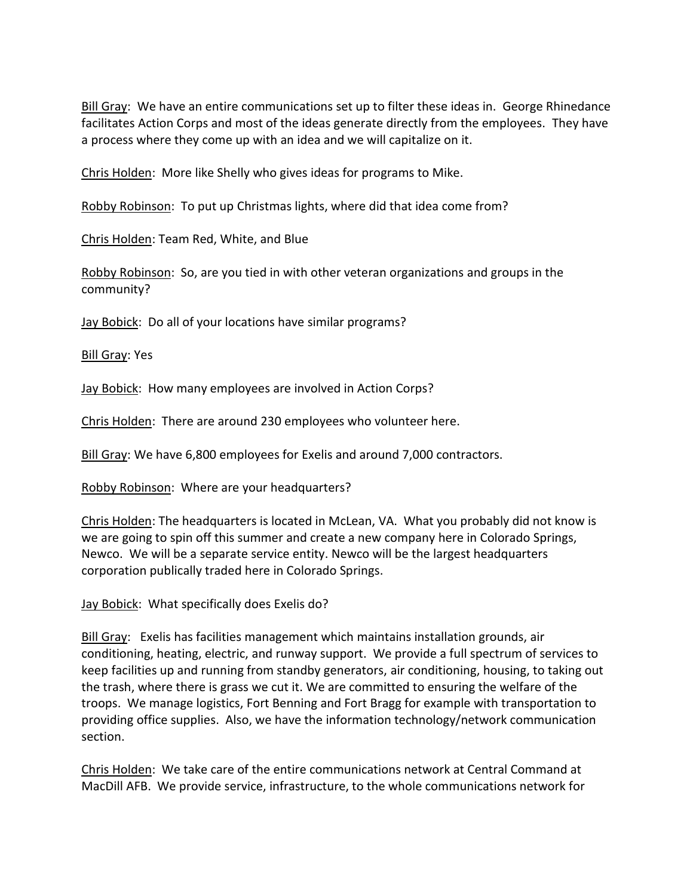Bill Gray: We have an entire communications set up to filter these ideas in. George Rhinedance facilitates Action Corps and most of the ideas generate directly from the employees. They have a process where they come up with an idea and we will capitalize on it.

Chris Holden: More like Shelly who gives ideas for programs to Mike.

Robby Robinson: To put up Christmas lights, where did that idea come from?

Chris Holden: Team Red, White, and Blue

Robby Robinson: So, are you tied in with other veteran organizations and groups in the community?

Jay Bobick: Do all of your locations have similar programs?

Bill Gray: Yes

Jay Bobick: How many employees are involved in Action Corps?

Chris Holden: There are around 230 employees who volunteer here.

Bill Gray: We have 6,800 employees for Exelis and around 7,000 contractors.

Robby Robinson: Where are your headquarters?

Chris Holden: The headquarters is located in McLean, VA. What you probably did not know is we are going to spin off this summer and create a new company here in Colorado Springs, Newco. We will be a separate service entity. Newco will be the largest headquarters corporation publically traded here in Colorado Springs.

Jay Bobick: What specifically does Exelis do?

Bill Gray: Exelis has facilities management which maintains installation grounds, air conditioning, heating, electric, and runway support. We provide a full spectrum of services to keep facilities up and running from standby generators, air conditioning, housing, to taking out the trash, where there is grass we cut it. We are committed to ensuring the welfare of the troops. We manage logistics, Fort Benning and Fort Bragg for example with transportation to providing office supplies. Also, we have the information technology/network communication section.

Chris Holden: We take care of the entire communications network at Central Command at MacDill AFB. We provide service, infrastructure, to the whole communications network for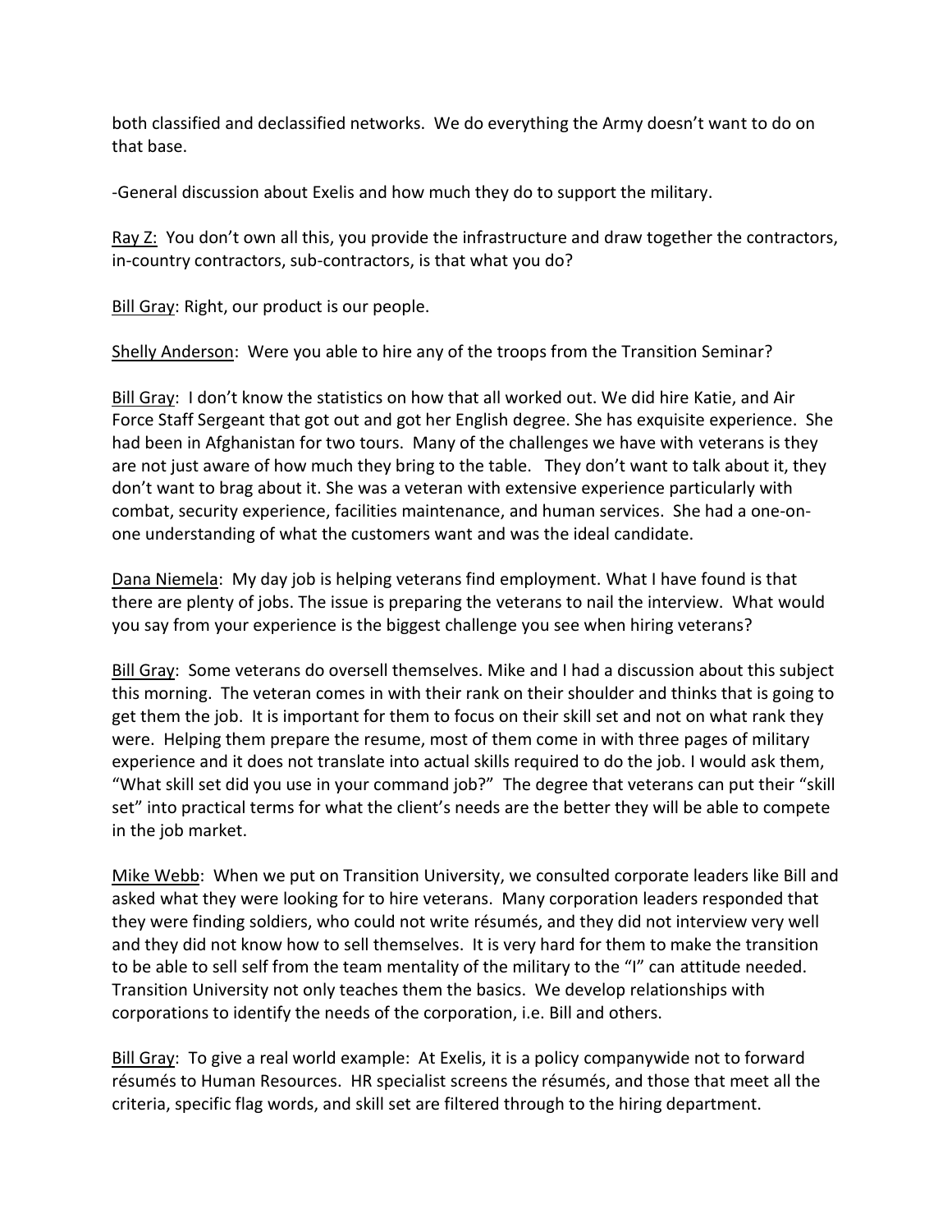both classified and declassified networks. We do everything the Army doesn't want to do on that base.

-General discussion about Exelis and how much they do to support the military.

<u>Ray Z:</u> You don't own all this, you provide the infrastructure and draw together the contractors, in-country contractors, sub-contractors, is that what you do?

<u>Bill Gray</u>: Right, our product is our people.

<u>Shelly Anderson</u>: Were you able to hire any of the troops from the Transition Seminar?

<u>Bill Gray</u>: I don't know the statistics on how that all worked out. We did hire Katie, and Air Force Staff Sergeant that got out and got her English degree. She has exquisite experience. She had been in Afghanistan for two tours. Many of the challenges we have with veterans is they are not just aware of how much they bring to the table. They don't want to talk about it, they don't want to brag about it. She was a veteran with extensive experience particularly with combat, security experience, facilities maintenance, and human services. She had a one-on-one understanding of what the customers want and was the ideal candidate.

<u>Dana Niemela</u>: My day job is helping veterans find employment. What I have found is that there are plenty of jobs. The issue is preparing the veterans to nail the interview. What would you say from your experience is the biggest challenge you see when hiring veterans?

<u>Bill Gray</u>: Some veterans do oversell themselves. Mike and I had a discussion about this subject this morning. The veteran comes in with their rank on their shoulder and thinks that is going to get them the job. It is important for them to focus on their skill set and not on what rank they were. Helping them prepare the resume, most of them come in with three pages of military experience and it does not translate into actual skills required to do the job. I would ask them, "What skill set did you use in your command job?" The degree that veterans can put their "skill set" into practical terms for what the client's needs are the better they will be able to compete in the job market.

<u>Mike Webb</u>: When we put on Transition University, we consulted corporate leaders like Bill and asked what they were looking for to hire veterans. Many corporation leaders responded that they were finding soldiers, who could not write résumés, and they did not interview very well and they did not know how to sell themselves. It is very hard for them to make the transition to be able to sell self from the team mentality of the military to the "I" can attitude needed. Transition University not only teaches them the basics. We develop relationships with corporations to identify the needs of the corporation, i.e. Bill and others.

<u>Bill Gray</u>: To give a real world example: At Exelis, it is a policy companywide not to forward résumés to Human Resources. HR specialist screens the résumés, and those that meet all the criteria, specific flag words, and skill set are filtered through to the hiring department.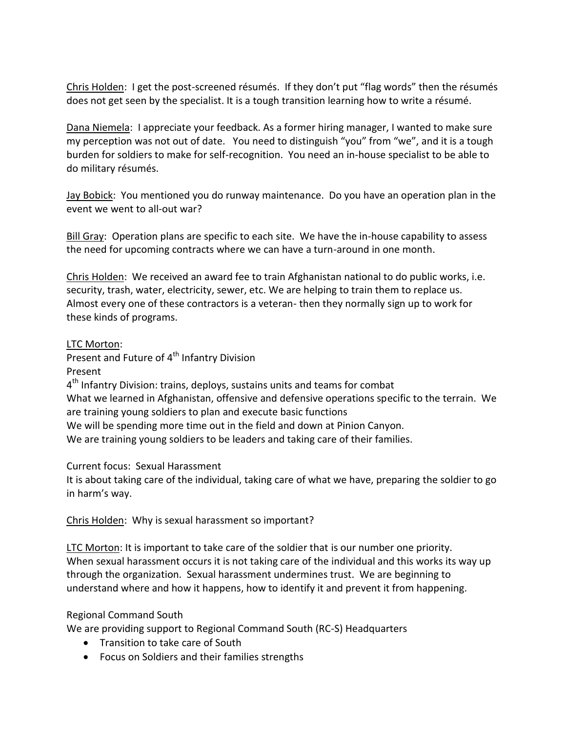Chris Holden: I get the post-screened résumés. If they don't put "flag words" then the résumés does not get seen by the specialist. It is a tough transition learning how to write a résumé.

Dana Niemela: I appreciate your feedback. As a former hiring manager, I wanted to make sure my perception was not out of date. You need to distinguish "you" from "we", and it is a tough burden for soldiers to make for self-recognition. You need an in-house specialist to be able to do military résumés.

Jay Bobick: You mentioned you do runway maintenance. Do you have an operation plan in the event we went to all-out war?

Bill Gray: Operation plans are specific to each site. We have the in-house capability to assess the need for upcoming contracts where we can have a turn-around in one month.

Chris Holden: We received an award fee to train Afghanistan national to do public works, i.e. security, trash, water, electricity, sewer, etc. We are helping to train them to replace us. Almost every one of these contractors is a veteran- then they normally sign up to work for these kinds of programs.

LTC Morton:
Present and Future of 4th Infantry Division
Present
4th Infantry Division: trains, deploys, sustains units and teams for combat
What we learned in Afghanistan, offensive and defensive operations specific to the terrain. We are training young soldiers to plan and execute basic functions
We will be spending more time out in the field and down at Pinion Canyon.
We are training young soldiers to be leaders and taking care of their families.

Current focus: Sexual Harassment
It is about taking care of the individual, taking care of what we have, preparing the soldier to go in harm's way.

Chris Holden: Why is sexual harassment so important?

LTC Morton: It is important to take care of the soldier that is our number one priority. When sexual harassment occurs it is not taking care of the individual and this works its way up through the organization. Sexual harassment undermines trust. We are beginning to understand where and how it happens, how to identify it and prevent it from happening.

Regional Command South
We are providing support to Regional Command South (RC-S) Headquarters

- Transition to take care of South
- Focus on Soldiers and their families strengths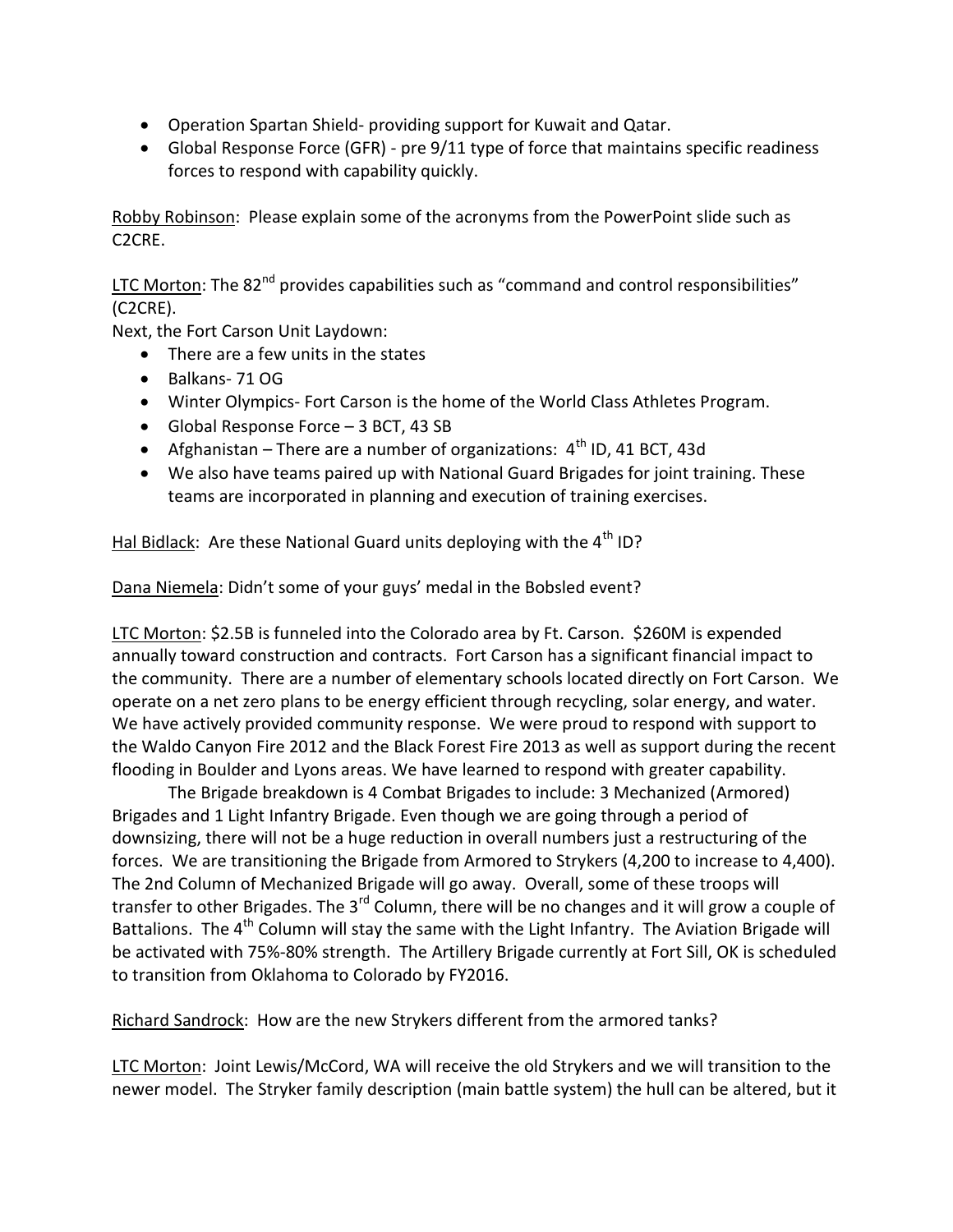- Operation Spartan Shield- providing support for Kuwait and Qatar.
- Global Response Force (GFR) - pre 9/11 type of force that maintains specific readiness forces to respond with capability quickly.

Robby Robinson: Please explain some of the acronyms from the PowerPoint slide such as C2CRE.

LTC Morton: The 82nd provides capabilities such as "command and control responsibilities" (C2CRE).

Next, the Fort Carson Unit Laydown:

- There are a few units in the states
- Balkans- 71 OG
- Winter Olympics- Fort Carson is the home of the World Class Athletes Program.
- Global Response Force – 3 BCT, 43 SB
- Afghanistan – There are a number of organizations: 4th ID, 41 BCT, 43d
- We also have teams paired up with National Guard Brigades for joint training. These teams are incorporated in planning and execution of training exercises.

Hal Bidlack: Are these National Guard units deploying with the 4th ID?

Dana Niemela: Didn't some of your guys' medal in the Bobsled event?

LTC Morton: $2.5B is funneled into the Colorado area by Ft. Carson. $260M is expended annually toward construction and contracts. Fort Carson has a significant financial impact to the community. There are a number of elementary schools located directly on Fort Carson. We operate on a net zero plans to be energy efficient through recycling, solar energy, and water. We have actively provided community response. We were proud to respond with support to the Waldo Canyon Fire 2012 and the Black Forest Fire 2013 as well as support during the recent flooding in Boulder and Lyons areas. We have learned to respond with greater capability.

The Brigade breakdown is 4 Combat Brigades to include: 3 Mechanized (Armored) Brigades and 1 Light Infantry Brigade. Even though we are going through a period of downsizing, there will not be a huge reduction in overall numbers just a restructuring of the forces. We are transitioning the Brigade from Armored to Strykers (4,200 to increase to 4,400). The 2nd Column of Mechanized Brigade will go away. Overall, some of these troops will transfer to other Brigades. The 3rd Column, there will be no changes and it will grow a couple of Battalions. The 4th Column will stay the same with the Light Infantry. The Aviation Brigade will be activated with 75%-80% strength. The Artillery Brigade currently at Fort Sill, OK is scheduled to transition from Oklahoma to Colorado by FY2016.

Richard Sandrock: How are the new Strykers different from the armored tanks?

LTC Morton: Joint Lewis/McCord, WA will receive the old Strykers and we will transition to the newer model. The Stryker family description (main battle system) the hull can be altered, but it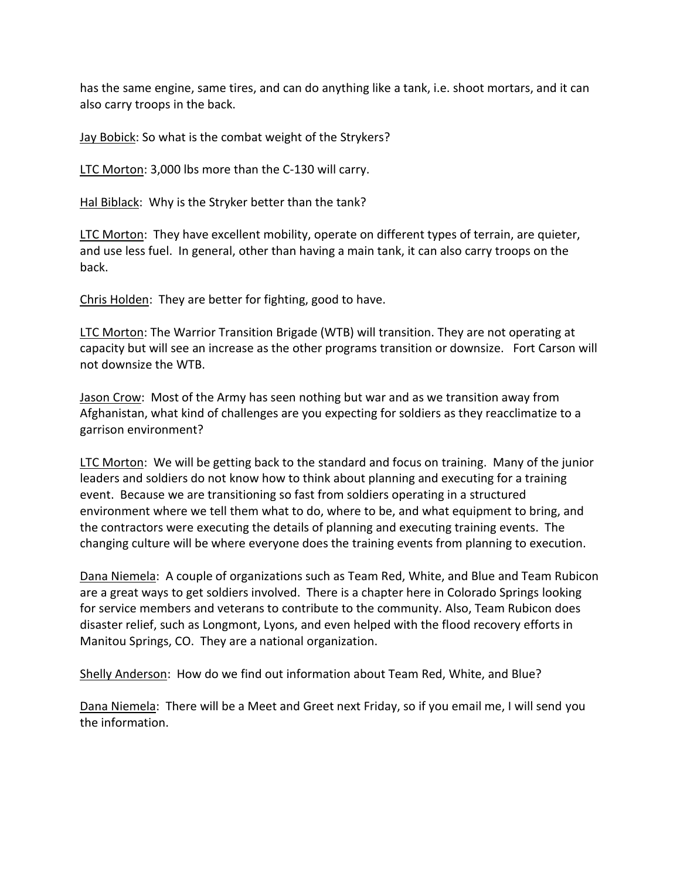has the same engine, same tires, and can do anything like a tank, i.e. shoot mortars, and it can also carry troops in the back.

<u>Jay Bobick</u>: So what is the combat weight of the Strykers?

<u>LTC Morton</u>: 3,000 lbs more than the C-130 will carry.

<u>Hal Biblack</u>: Why is the Stryker better than the tank?

<u>LTC Morton</u>: They have excellent mobility, operate on different types of terrain, are quieter, and use less fuel. In general, other than having a main tank, it can also carry troops on the back.

<u>Chris Holden</u>: They are better for fighting, good to have.

<u>LTC Morton</u>: The Warrior Transition Brigade (WTB) will transition. They are not operating at capacity but will see an increase as the other programs transition or downsize. Fort Carson will not downsize the WTB.

<u>Jason Crow</u>: Most of the Army has seen nothing but war and as we transition away from Afghanistan, what kind of challenges are you expecting for soldiers as they reacclimatize to a garrison environment?

<u>LTC Morton</u>: We will be getting back to the standard and focus on training. Many of the junior leaders and soldiers do not know how to think about planning and executing for a training event. Because we are transitioning so fast from soldiers operating in a structured environment where we tell them what to do, where to be, and what equipment to bring, and the contractors were executing the details of planning and executing training events. The changing culture will be where everyone does the training events from planning to execution.

<u>Dana Niemela</u>: A couple of organizations such as Team Red, White, and Blue and Team Rubicon are a great ways to get soldiers involved. There is a chapter here in Colorado Springs looking for service members and veterans to contribute to the community. Also, Team Rubicon does disaster relief, such as Longmont, Lyons, and even helped with the flood recovery efforts in Manitou Springs, CO. They are a national organization.

<u>Shelly Anderson</u>: How do we find out information about Team Red, White, and Blue?

<u>Dana Niemela</u>: There will be a Meet and Greet next Friday, so if you email me, I will send you the information.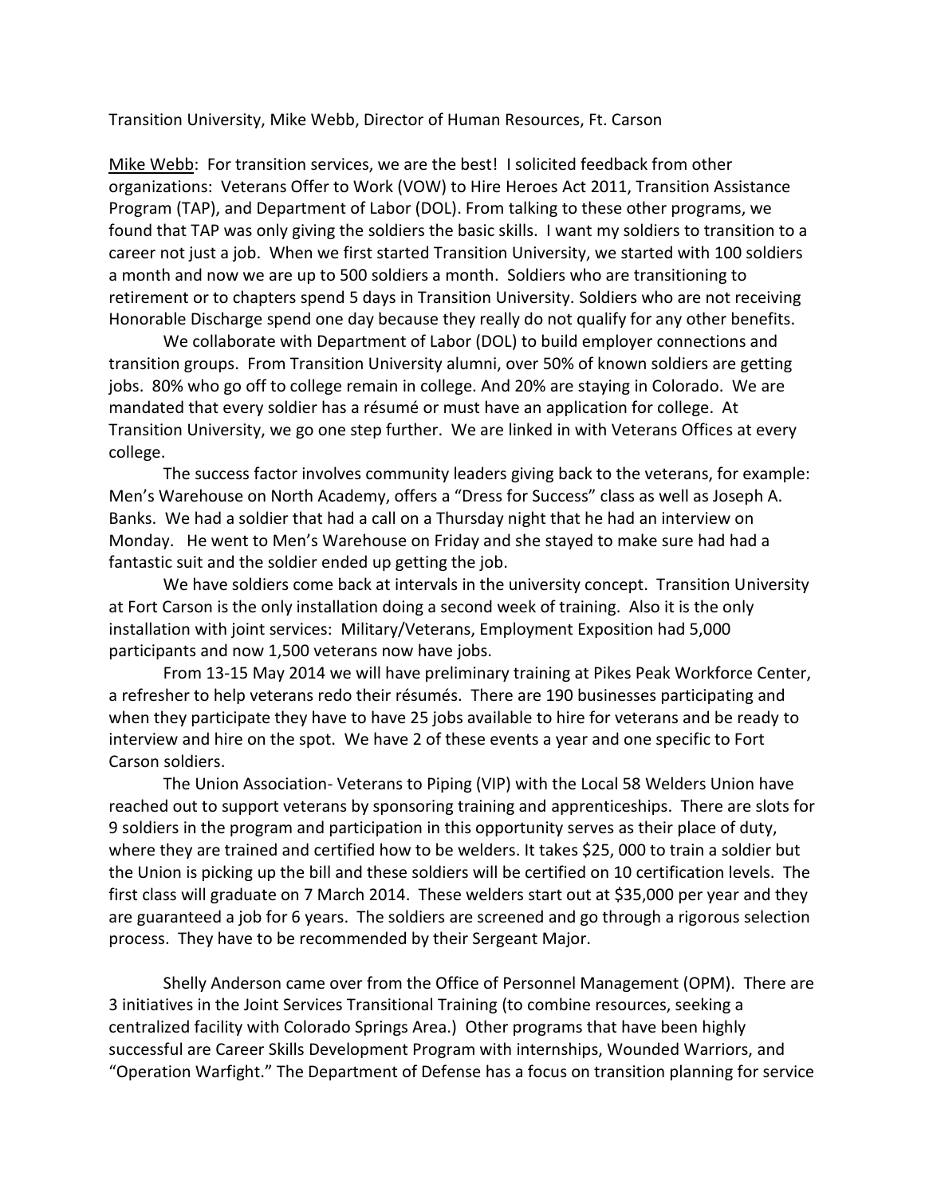Transition University, Mike Webb, Director of Human Resources, Ft. Carson

Mike Webb: For transition services, we are the best! I solicited feedback from other organizations: Veterans Offer to Work (VOW) to Hire Heroes Act 2011, Transition Assistance Program (TAP), and Department of Labor (DOL). From talking to these other programs, we found that TAP was only giving the soldiers the basic skills. I want my soldiers to transition to a career not just a job. When we first started Transition University, we started with 100 soldiers a month and now we are up to 500 soldiers a month. Soldiers who are transitioning to retirement or to chapters spend 5 days in Transition University. Soldiers who are not receiving Honorable Discharge spend one day because they really do not qualify for any other benefits.

We collaborate with Department of Labor (DOL) to build employer connections and transition groups. From Transition University alumni, over 50% of known soldiers are getting jobs. 80% who go off to college remain in college. And 20% are staying in Colorado. We are mandated that every soldier has a résumé or must have an application for college. At Transition University, we go one step further. We are linked in with Veterans Offices at every college.

The success factor involves community leaders giving back to the veterans, for example: Men's Warehouse on North Academy, offers a "Dress for Success" class as well as Joseph A. Banks. We had a soldier that had a call on a Thursday night that he had an interview on Monday. He went to Men's Warehouse on Friday and she stayed to make sure had had a fantastic suit and the soldier ended up getting the job.

We have soldiers come back at intervals in the university concept. Transition University at Fort Carson is the only installation doing a second week of training. Also it is the only installation with joint services: Military/Veterans, Employment Exposition had 5,000 participants and now 1,500 veterans now have jobs.

From 13-15 May 2014 we will have preliminary training at Pikes Peak Workforce Center, a refresher to help veterans redo their résumés. There are 190 businesses participating and when they participate they have to have 25 jobs available to hire for veterans and be ready to interview and hire on the spot. We have 2 of these events a year and one specific to Fort Carson soldiers.

The Union Association- Veterans to Piping (VIP) with the Local 58 Welders Union have reached out to support veterans by sponsoring training and apprenticeships. There are slots for 9 soldiers in the program and participation in this opportunity serves as their place of duty, where they are trained and certified how to be welders. It takes $25, 000 to train a soldier but the Union is picking up the bill and these soldiers will be certified on 10 certification levels. The first class will graduate on 7 March 2014. These welders start out at $35,000 per year and they are guaranteed a job for 6 years. The soldiers are screened and go through a rigorous selection process. They have to be recommended by their Sergeant Major.

Shelly Anderson came over from the Office of Personnel Management (OPM). There are 3 initiatives in the Joint Services Transitional Training (to combine resources, seeking a centralized facility with Colorado Springs Area.) Other programs that have been highly successful are Career Skills Development Program with internships, Wounded Warriors, and "Operation Warfight." The Department of Defense has a focus on transition planning for service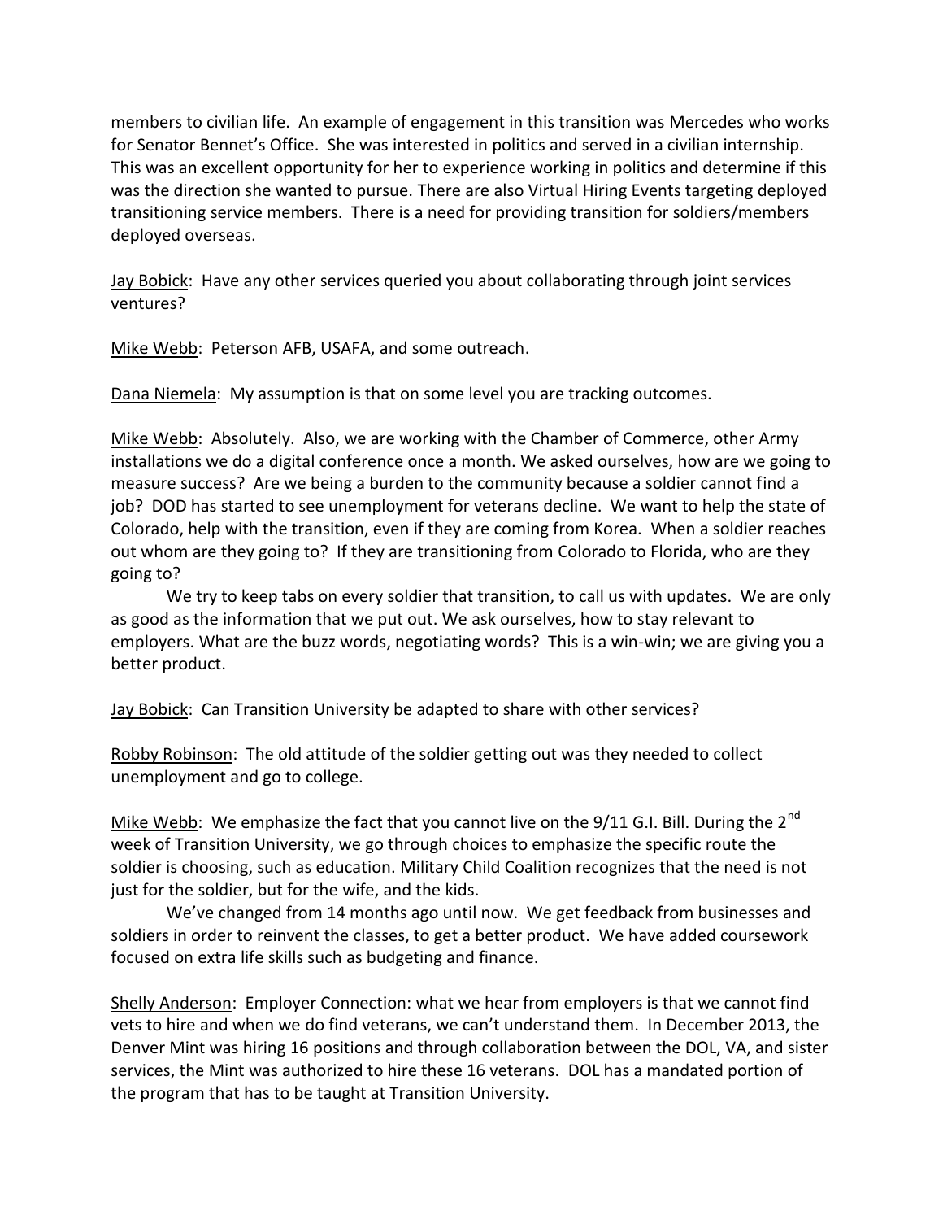members to civilian life. An example of engagement in this transition was Mercedes who works for Senator Bennet's Office. She was interested in politics and served in a civilian internship. This was an excellent opportunity for her to experience working in politics and determine if this was the direction she wanted to pursue. There are also Virtual Hiring Events targeting deployed transitioning service members. There is a need for providing transition for soldiers/members deployed overseas.

<u>Jay Bobick</u>: Have any other services queried you about collaborating through joint services ventures?

<u>Mike Webb</u>: Peterson AFB, USAFA, and some outreach.

<u>Dana Niemela</u>: My assumption is that on some level you are tracking outcomes.

<u>Mike Webb</u>: Absolutely. Also, we are working with the Chamber of Commerce, other Army installations we do a digital conference once a month. We asked ourselves, how are we going to measure success? Are we being a burden to the community because a soldier cannot find a job? DOD has started to see unemployment for veterans decline. We want to help the state of Colorado, help with the transition, even if they are coming from Korea. When a soldier reaches out whom are they going to? If they are transitioning from Colorado to Florida, who are they going to?

We try to keep tabs on every soldier that transition, to call us with updates. We are only as good as the information that we put out. We ask ourselves, how to stay relevant to employers. What are the buzz words, negotiating words? This is a win-win; we are giving you a better product.

<u>Jay Bobick</u>: Can Transition University be adapted to share with other services?

<u>Robby Robinson</u>: The old attitude of the soldier getting out was they needed to collect unemployment and go to college.

<u>Mike Webb</u>: We emphasize the fact that you cannot live on the 9/11 G.I. Bill. During the 2nd week of Transition University, we go through choices to emphasize the specific route the soldier is choosing, such as education. Military Child Coalition recognizes that the need is not just for the soldier, but for the wife, and the kids.

We've changed from 14 months ago until now. We get feedback from businesses and soldiers in order to reinvent the classes, to get a better product. We have added coursework focused on extra life skills such as budgeting and finance.

<u>Shelly Anderson</u>: Employer Connection: what we hear from employers is that we cannot find vets to hire and when we do find veterans, we can't understand them. In December 2013, the Denver Mint was hiring 16 positions and through collaboration between the DOL, VA, and sister services, the Mint was authorized to hire these 16 veterans. DOL has a mandated portion of the program that has to be taught at Transition University.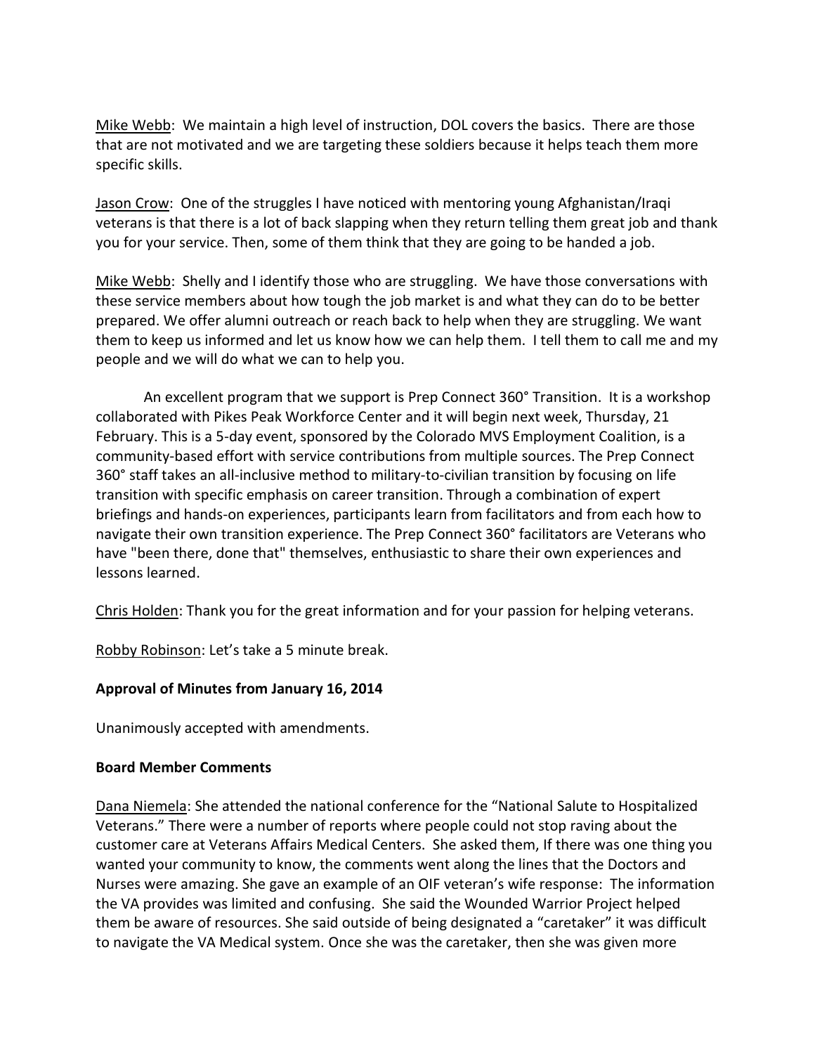Mike Webb: We maintain a high level of instruction, DOL covers the basics. There are those that are not motivated and we are targeting these soldiers because it helps teach them more specific skills.

Jason Crow: One of the struggles I have noticed with mentoring young Afghanistan/Iraqi veterans is that there is a lot of back slapping when they return telling them great job and thank you for your service. Then, some of them think that they are going to be handed a job.

Mike Webb: Shelly and I identify those who are struggling. We have those conversations with these service members about how tough the job market is and what they can do to be better prepared. We offer alumni outreach or reach back to help when they are struggling. We want them to keep us informed and let us know how we can help them. I tell them to call me and my people and we will do what we can to help you.

An excellent program that we support is Prep Connect 360° Transition. It is a workshop collaborated with Pikes Peak Workforce Center and it will begin next week, Thursday, 21 February. This is a 5-day event, sponsored by the Colorado MVS Employment Coalition, is a community-based effort with service contributions from multiple sources. The Prep Connect 360° staff takes an all-inclusive method to military-to-civilian transition by focusing on life transition with specific emphasis on career transition. Through a combination of expert briefings and hands-on experiences, participants learn from facilitators and from each how to navigate their own transition experience. The Prep Connect 360° facilitators are Veterans who have "been there, done that" themselves, enthusiastic to share their own experiences and lessons learned.

Chris Holden: Thank you for the great information and for your passion for helping veterans.

Robby Robinson: Let's take a 5 minute break.

**Approval of Minutes from January 16, 2014**

Unanimously accepted with amendments.

**Board Member Comments**

Dana Niemela: She attended the national conference for the "National Salute to Hospitalized Veterans." There were a number of reports where people could not stop raving about the customer care at Veterans Affairs Medical Centers. She asked them, If there was one thing you wanted your community to know, the comments went along the lines that the Doctors and Nurses were amazing. She gave an example of an OIF veteran's wife response: The information the VA provides was limited and confusing. She said the Wounded Warrior Project helped them be aware of resources. She said outside of being designated a "caretaker" it was difficult to navigate the VA Medical system. Once she was the caretaker, then she was given more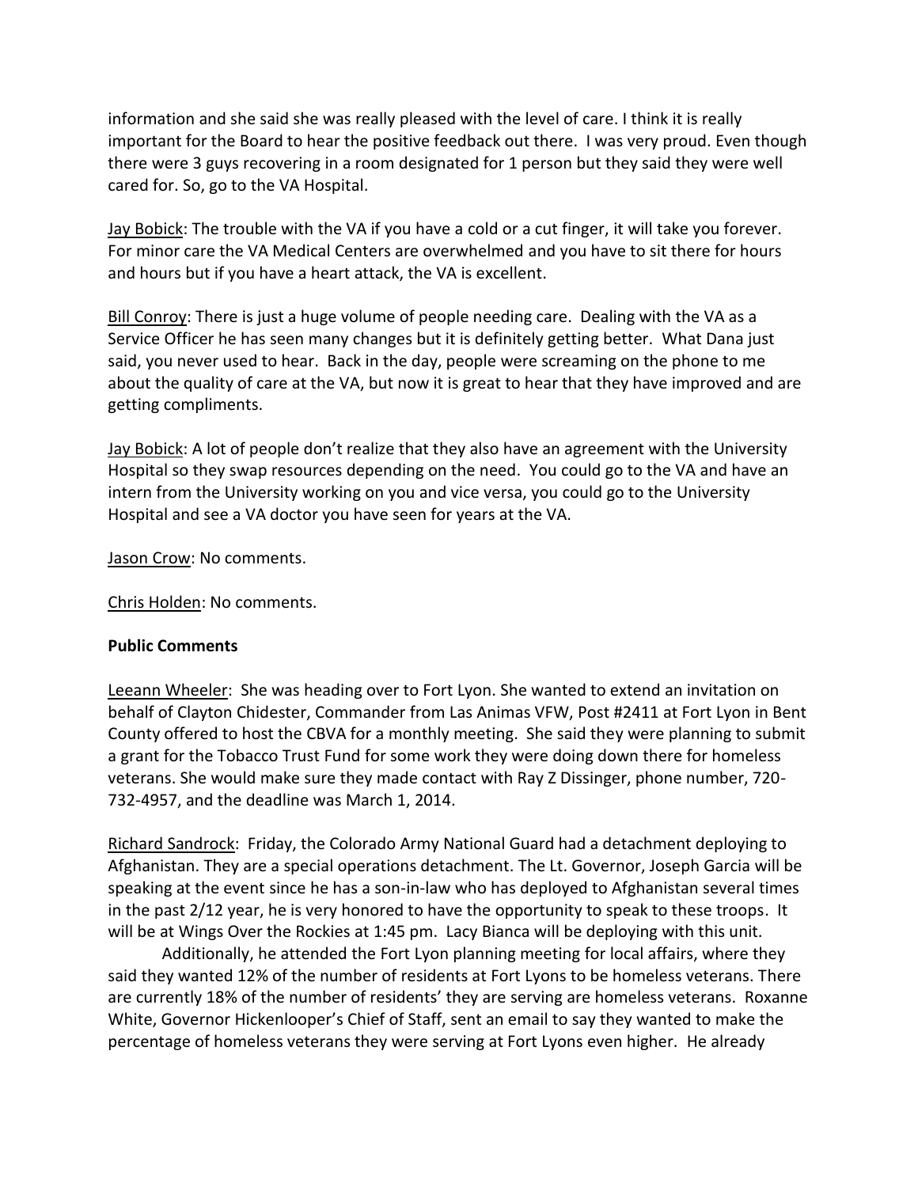information and she said she was really pleased with the level of care. I think it is really important for the Board to hear the positive feedback out there. I was very proud. Even though there were 3 guys recovering in a room designated for 1 person but they said they were well cared for. So, go to the VA Hospital.

Jay Bobick: The trouble with the VA if you have a cold or a cut finger, it will take you forever. For minor care the VA Medical Centers are overwhelmed and you have to sit there for hours and hours but if you have a heart attack, the VA is excellent.

Bill Conroy: There is just a huge volume of people needing care. Dealing with the VA as a Service Officer he has seen many changes but it is definitely getting better. What Dana just said, you never used to hear. Back in the day, people were screaming on the phone to me about the quality of care at the VA, but now it is great to hear that they have improved and are getting compliments.

Jay Bobick: A lot of people don't realize that they also have an agreement with the University Hospital so they swap resources depending on the need. You could go to the VA and have an intern from the University working on you and vice versa, you could go to the University Hospital and see a VA doctor you have seen for years at the VA.

Jason Crow: No comments.

Chris Holden: No comments.

**Public Comments**

Leeann Wheeler: She was heading over to Fort Lyon. She wanted to extend an invitation on behalf of Clayton Chidester, Commander from Las Animas VFW, Post #2411 at Fort Lyon in Bent County offered to host the CBVA for a monthly meeting. She said they were planning to submit a grant for the Tobacco Trust Fund for some work they were doing down there for homeless veterans. She would make sure they made contact with Ray Z Dissinger, phone number, 720-732-4957, and the deadline was March 1, 2014.

Richard Sandrock: Friday, the Colorado Army National Guard had a detachment deploying to Afghanistan. They are a special operations detachment. The Lt. Governor, Joseph Garcia will be speaking at the event since he has a son-in-law who has deployed to Afghanistan several times in the past 2/12 year, he is very honored to have the opportunity to speak to these troops. It will be at Wings Over the Rockies at 1:45 pm. Lacy Bianca will be deploying with this unit.

Additionally, he attended the Fort Lyon planning meeting for local affairs, where they said they wanted 12% of the number of residents at Fort Lyons to be homeless veterans. There are currently 18% of the number of residents' they are serving are homeless veterans. Roxanne White, Governor Hickenlooper's Chief of Staff, sent an email to say they wanted to make the percentage of homeless veterans they were serving at Fort Lyons even higher. He already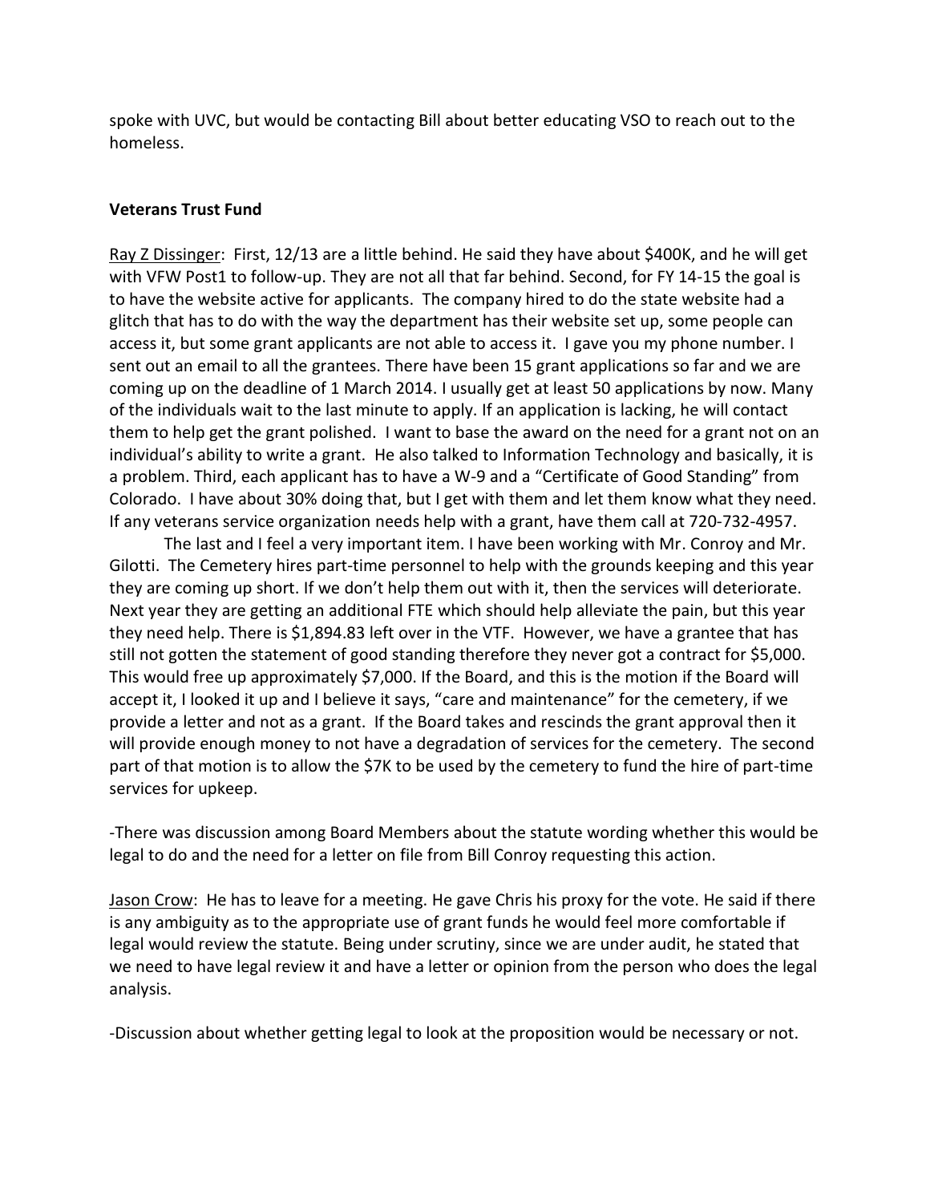spoke with UVC, but would be contacting Bill about better educating VSO to reach out to the homeless.

**Veterans Trust Fund**

Ray Z Dissinger: First, 12/13 are a little behind. He said they have about $400K, and he will get with VFW Post1 to follow-up. They are not all that far behind. Second, for FY 14-15 the goal is to have the website active for applicants. The company hired to do the state website had a glitch that has to do with the way the department has their website set up, some people can access it, but some grant applicants are not able to access it. I gave you my phone number. I sent out an email to all the grantees. There have been 15 grant applications so far and we are coming up on the deadline of 1 March 2014. I usually get at least 50 applications by now. Many of the individuals wait to the last minute to apply. If an application is lacking, he will contact them to help get the grant polished. I want to base the award on the need for a grant not on an individual's ability to write a grant. He also talked to Information Technology and basically, it is a problem. Third, each applicant has to have a W-9 and a "Certificate of Good Standing" from Colorado. I have about 30% doing that, but I get with them and let them know what they need. If any veterans service organization needs help with a grant, have them call at 720-732-4957.

The last and I feel a very important item. I have been working with Mr. Conroy and Mr. Gilotti. The Cemetery hires part-time personnel to help with the grounds keeping and this year they are coming up short. If we don't help them out with it, then the services will deteriorate. Next year they are getting an additional FTE which should help alleviate the pain, but this year they need help. There is $1,894.83 left over in the VTF. However, we have a grantee that has still not gotten the statement of good standing therefore they never got a contract for $5,000. This would free up approximately $7,000. If the Board, and this is the motion if the Board will accept it, I looked it up and I believe it says, "care and maintenance" for the cemetery, if we provide a letter and not as a grant. If the Board takes and rescinds the grant approval then it will provide enough money to not have a degradation of services for the cemetery. The second part of that motion is to allow the $7K to be used by the cemetery to fund the hire of part-time services for upkeep.

-There was discussion among Board Members about the statute wording whether this would be legal to do and the need for a letter on file from Bill Conroy requesting this action.

Jason Crow: He has to leave for a meeting. He gave Chris his proxy for the vote. He said if there is any ambiguity as to the appropriate use of grant funds he would feel more comfortable if legal would review the statute. Being under scrutiny, since we are under audit, he stated that we need to have legal review it and have a letter or opinion from the person who does the legal analysis.

-Discussion about whether getting legal to look at the proposition would be necessary or not.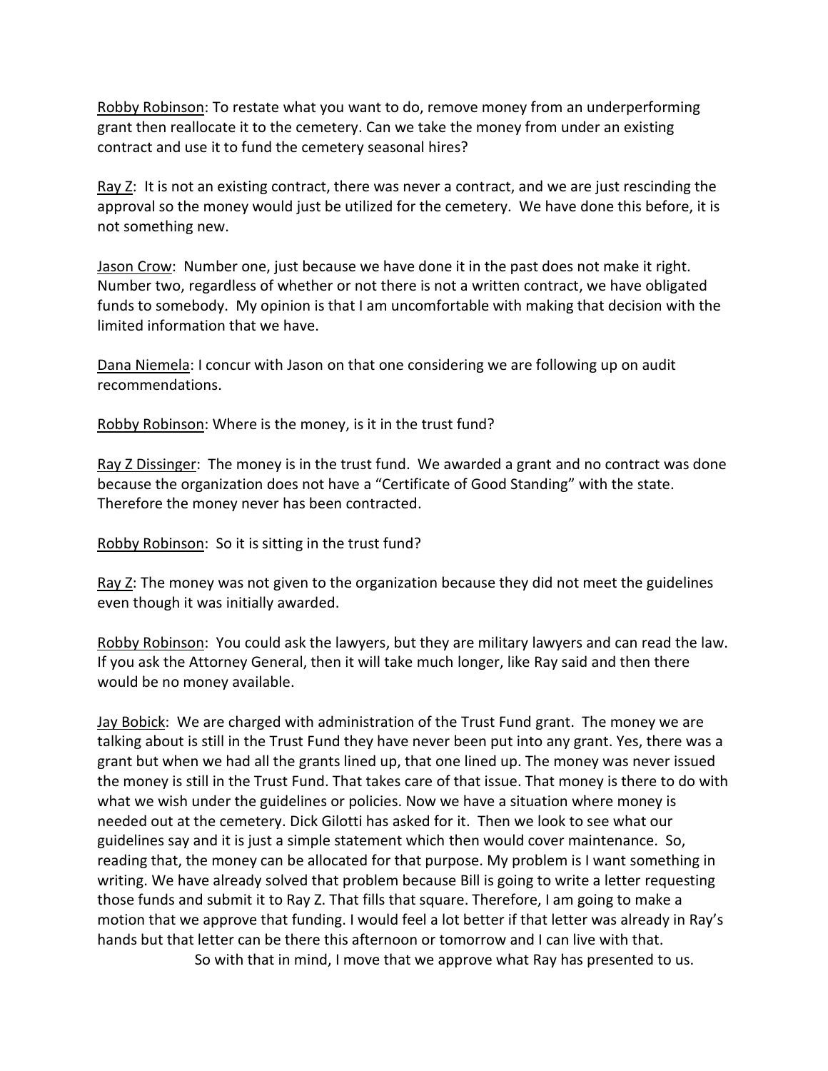Robby Robinson: To restate what you want to do, remove money from an underperforming grant then reallocate it to the cemetery. Can we take the money from under an existing contract and use it to fund the cemetery seasonal hires?

Ray Z: It is not an existing contract, there was never a contract, and we are just rescinding the approval so the money would just be utilized for the cemetery. We have done this before, it is not something new.

Jason Crow: Number one, just because we have done it in the past does not make it right. Number two, regardless of whether or not there is not a written contract, we have obligated funds to somebody. My opinion is that I am uncomfortable with making that decision with the limited information that we have.

Dana Niemela: I concur with Jason on that one considering we are following up on audit recommendations.

Robby Robinson: Where is the money, is it in the trust fund?

Ray Z Dissinger: The money is in the trust fund. We awarded a grant and no contract was done because the organization does not have a "Certificate of Good Standing" with the state. Therefore the money never has been contracted.

Robby Robinson: So it is sitting in the trust fund?

Ray Z: The money was not given to the organization because they did not meet the guidelines even though it was initially awarded.

Robby Robinson: You could ask the lawyers, but they are military lawyers and can read the law. If you ask the Attorney General, then it will take much longer, like Ray said and then there would be no money available.

Jay Bobick: We are charged with administration of the Trust Fund grant. The money we are talking about is still in the Trust Fund they have never been put into any grant. Yes, there was a grant but when we had all the grants lined up, that one lined up. The money was never issued the money is still in the Trust Fund. That takes care of that issue. That money is there to do with what we wish under the guidelines or policies. Now we have a situation where money is needed out at the cemetery. Dick Gilotti has asked for it. Then we look to see what our guidelines say and it is just a simple statement which then would cover maintenance. So, reading that, the money can be allocated for that purpose. My problem is I want something in writing. We have already solved that problem because Bill is going to write a letter requesting those funds and submit it to Ray Z. That fills that square. Therefore, I am going to make a motion that we approve that funding. I would feel a lot better if that letter was already in Ray's hands but that letter can be there this afternoon or tomorrow and I can live with that.

So with that in mind, I move that we approve what Ray has presented to us.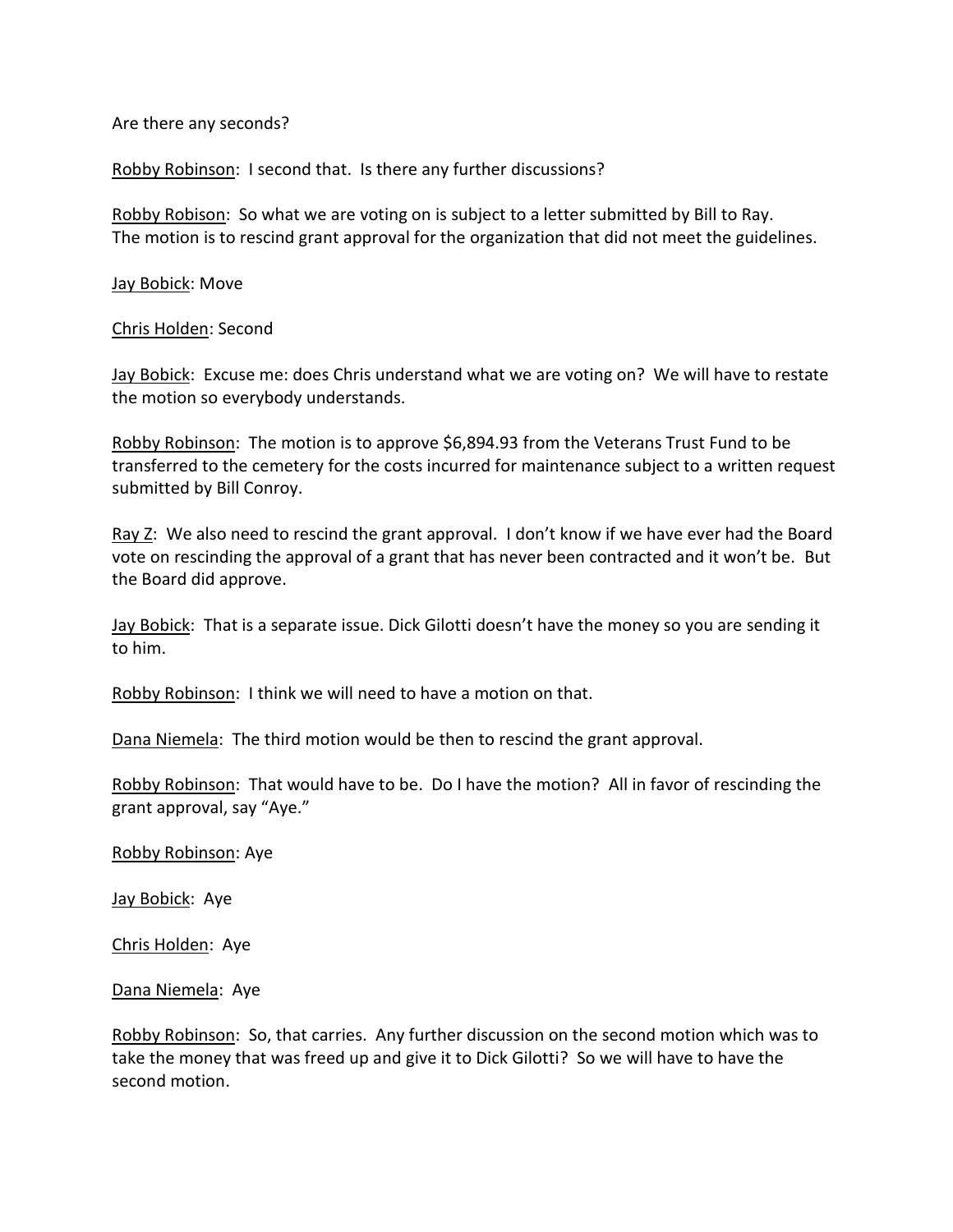Are there any seconds?

Robby Robinson: I second that. Is there any further discussions?

Robby Robison: So what we are voting on is subject to a letter submitted by Bill to Ray. The motion is to rescind grant approval for the organization that did not meet the guidelines.

Jay Bobick: Move

Chris Holden: Second

Jay Bobick: Excuse me: does Chris understand what we are voting on? We will have to restate the motion so everybody understands.

Robby Robinson: The motion is to approve $6,894.93 from the Veterans Trust Fund to be transferred to the cemetery for the costs incurred for maintenance subject to a written request submitted by Bill Conroy.

Ray Z: We also need to rescind the grant approval. I don't know if we have ever had the Board vote on rescinding the approval of a grant that has never been contracted and it won't be. But the Board did approve.

Jay Bobick: That is a separate issue. Dick Gilotti doesn't have the money so you are sending it to him.

Robby Robinson: I think we will need to have a motion on that.

Dana Niemela: The third motion would be then to rescind the grant approval.

Robby Robinson: That would have to be. Do I have the motion? All in favor of rescinding the grant approval, say "Aye."

Robby Robinson: Aye

Jay Bobick: Aye

Chris Holden: Aye

Dana Niemela: Aye

Robby Robinson: So, that carries. Any further discussion on the second motion which was to take the money that was freed up and give it to Dick Gilotti? So we will have to have the second motion.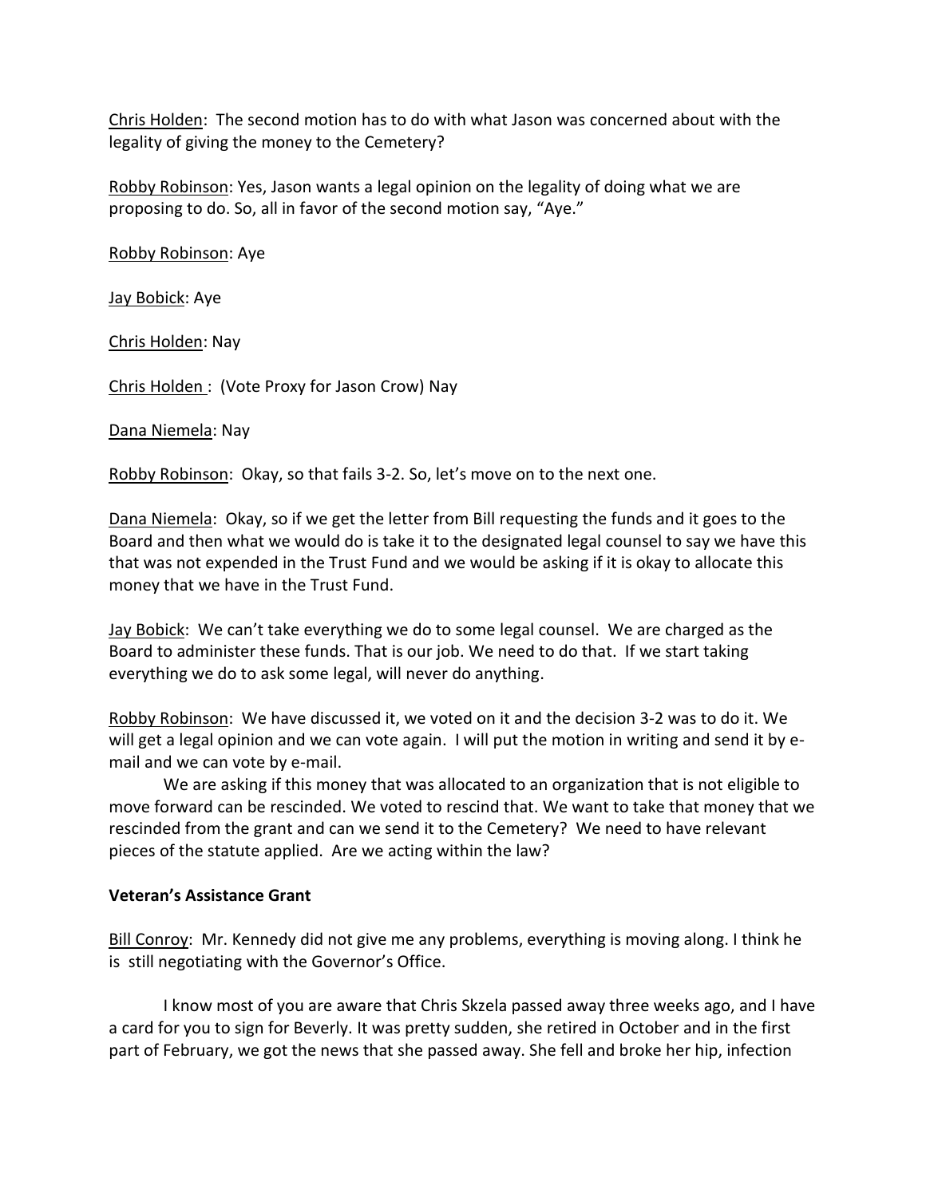Chris Holden: The second motion has to do with what Jason was concerned about with the legality of giving the money to the Cemetery?

Robby Robinson: Yes, Jason wants a legal opinion on the legality of doing what we are proposing to do. So, all in favor of the second motion say, "Aye."

Robby Robinson: Aye

Jay Bobick: Aye

Chris Holden: Nay

Chris Holden : (Vote Proxy for Jason Crow) Nay

Dana Niemela: Nay

Robby Robinson: Okay, so that fails 3-2. So, let's move on to the next one.

Dana Niemela: Okay, so if we get the letter from Bill requesting the funds and it goes to the Board and then what we would do is take it to the designated legal counsel to say we have this that was not expended in the Trust Fund and we would be asking if it is okay to allocate this money that we have in the Trust Fund.

Jay Bobick: We can't take everything we do to some legal counsel. We are charged as the Board to administer these funds. That is our job. We need to do that. If we start taking everything we do to ask some legal, will never do anything.

Robby Robinson: We have discussed it, we voted on it and the decision 3-2 was to do it. We will get a legal opinion and we can vote again. I will put the motion in writing and send it by e-mail and we can vote by e-mail.

We are asking if this money that was allocated to an organization that is not eligible to move forward can be rescinded. We voted to rescind that. We want to take that money that we rescinded from the grant and can we send it to the Cemetery? We need to have relevant pieces of the statute applied. Are we acting within the law?

**Veteran's Assistance Grant**

Bill Conroy: Mr. Kennedy did not give me any problems, everything is moving along. I think he is still negotiating with the Governor's Office.

I know most of you are aware that Chris Skzela passed away three weeks ago, and I have a card for you to sign for Beverly. It was pretty sudden, she retired in October and in the first part of February, we got the news that she passed away. She fell and broke her hip, infection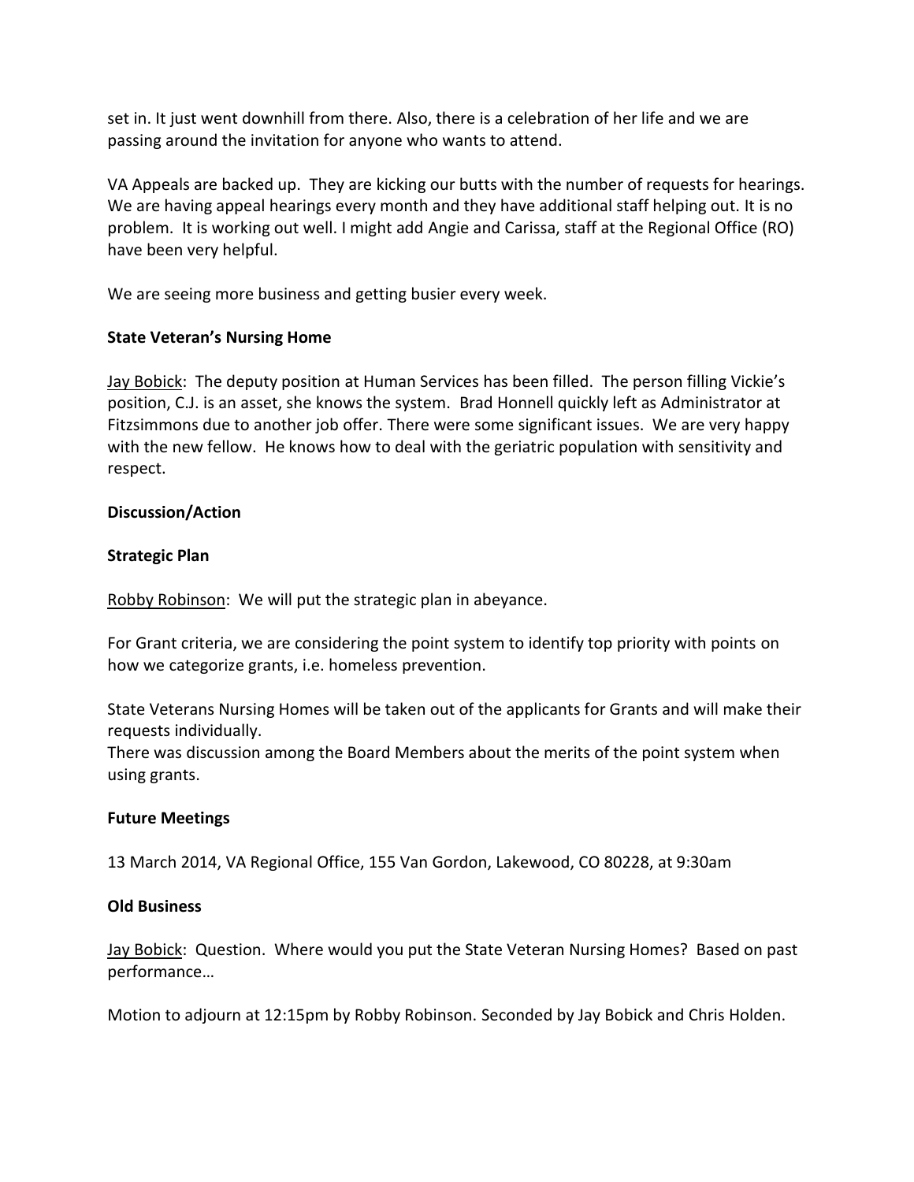set in. It just went downhill from there. Also, there is a celebration of her life and we are passing around the invitation for anyone who wants to attend.

VA Appeals are backed up. They are kicking our butts with the number of requests for hearings. We are having appeal hearings every month and they have additional staff helping out. It is no problem. It is working out well. I might add Angie and Carissa, staff at the Regional Office (RO) have been very helpful.

We are seeing more business and getting busier every week.

**State Veteran's Nursing Home**

Jay Bobick: The deputy position at Human Services has been filled. The person filling Vickie's position, C.J. is an asset, she knows the system. Brad Honnell quickly left as Administrator at Fitzsimmons due to another job offer. There were some significant issues. We are very happy with the new fellow. He knows how to deal with the geriatric population with sensitivity and respect.

**Discussion/Action**

**Strategic Plan**

Robby Robinson: We will put the strategic plan in abeyance.

For Grant criteria, we are considering the point system to identify top priority with points on how we categorize grants, i.e. homeless prevention.

State Veterans Nursing Homes will be taken out of the applicants for Grants and will make their requests individually.
There was discussion among the Board Members about the merits of the point system when using grants.

**Future Meetings**

13 March 2014, VA Regional Office, 155 Van Gordon, Lakewood, CO 80228, at 9:30am

**Old Business**

Jay Bobick: Question. Where would you put the State Veteran Nursing Homes? Based on past performance…

Motion to adjourn at 12:15pm by Robby Robinson. Seconded by Jay Bobick and Chris Holden.